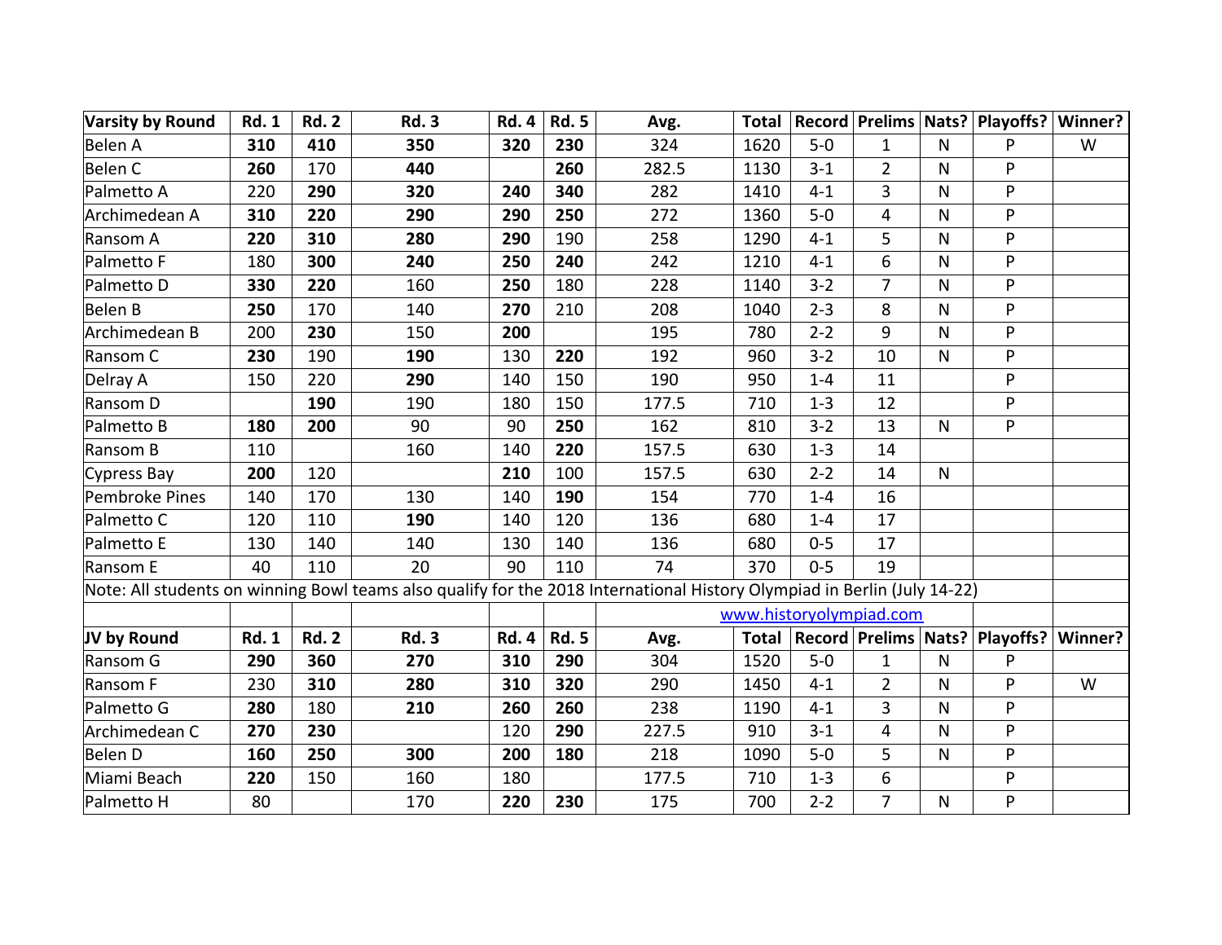| Varsity by Round | Rd. 1 | Rd. 2 | Rd. 3 | Rd. 4 | Rd. 5 | Avg. | Total | Record | Prelims | Nats? | Playoffs? | Winner? |
|---|---|---|---|---|---|---|---|---|---|---|---|---|
| Belen A | **310** | **410** | **350** | **320** | **230** | 324 | 1620 | 5-0 | 1 | N | P | W |
| Belen C | **260** | 170 | **440** | | **260** | 282.5 | 1130 | 3-1 | 2 | N | P | |
| Palmetto A | 220 | **290** | **320** | **240** | **340** | 282 | 1410 | 4-1 | 3 | N | P | |
| Archimedean A | **310** | **220** | **290** | **290** | **250** | 272 | 1360 | 5-0 | 4 | N | P | |
| Ransom A | **220** | **310** | **280** | **290** | 190 | 258 | 1290 | 4-1 | 5 | N | P | |
| Palmetto F | 180 | **300** | **240** | **250** | **240** | 242 | 1210 | 4-1 | 6 | N | P | |
| Palmetto D | **330** | **220** | 160 | **250** | 180 | 228 | 1140 | 3-2 | 7 | N | P | |
| Belen B | **250** | 170 | 140 | **270** | 210 | 208 | 1040 | 2-3 | 8 | N | P | |
| Archimedean B | 200 | **230** | 150 | **200** | | 195 | 780 | 2-2 | 9 | N | P | |
| Ransom C | **230** | 190 | **190** | 130 | **220** | 192 | 960 | 3-2 | 10 | N | P | |
| Delray A | 150 | 220 | **290** | 140 | 150 | 190 | 950 | 1-4 | 11 | | P | |
| Ransom D | | **190** | 190 | 180 | 150 | 177.5 | 710 | 1-3 | 12 | | P | |
| Palmetto B | **180** | **200** | 90 | 90 | **250** | 162 | 810 | 3-2 | 13 | N | P | |
| Ransom B | 110 | | 160 | 140 | **220** | 157.5 | 630 | 1-3 | 14 | | | |
| Cypress Bay | **200** | 120 | | **210** | 100 | 157.5 | 630 | 2-2 | 14 | N | | |
| Pembroke Pines | 140 | 170 | 130 | 140 | **190** | 154 | 770 | 1-4 | 16 | | | |
| Palmetto C | 120 | 110 | **190** | 140 | 120 | 136 | 680 | 1-4 | 17 | | | |
| Palmetto E | 130 | 140 | 140 | 130 | 140 | 136 | 680 | 0-5 | 17 | | | |
| Ransom E | 40 | 110 | 20 | 90 | 110 | 74 | 370 | 0-5 | 19 | | | |
| Note: All students on winning Bowl teams also qualify for the 2018 International History Olympiad in Berlin (July 14-22) | | | | | | | | | | | | |
| | | | | | | | www.historyolympiad.com | | | | | |
| **JV by Round** | **Rd. 1** | **Rd. 2** | **Rd. 3** | **Rd. 4** | **Rd. 5** | **Avg.** | **Total** | **Record** | **Prelims** | **Nats?** | **Playoffs?** | **Winner?** |
| Ransom G | **290** | **360** | **270** | **310** | **290** | 304 | 1520 | 5-0 | 1 | N | P | |
| Ransom F | 230 | **310** | **280** | **310** | **320** | 290 | 1450 | 4-1 | 2 | N | P | W |
| Palmetto G | **280** | 180 | **210** | **260** | **260** | 238 | 1190 | 4-1 | 3 | N | P | |
| Archimedean C | **270** | **230** | | 120 | **290** | 227.5 | 910 | 3-1 | 4 | N | P | |
| Belen D | **160** | **250** | **300** | **200** | **180** | 218 | 1090 | 5-0 | 5 | N | P | |
| Miami Beach | **220** | 150 | 160 | 180 | | 177.5 | 710 | 1-3 | 6 | | P | |
| Palmetto H | 80 | | 170 | **220** | **230** | 175 | 700 | 2-2 | 7 | N | P | |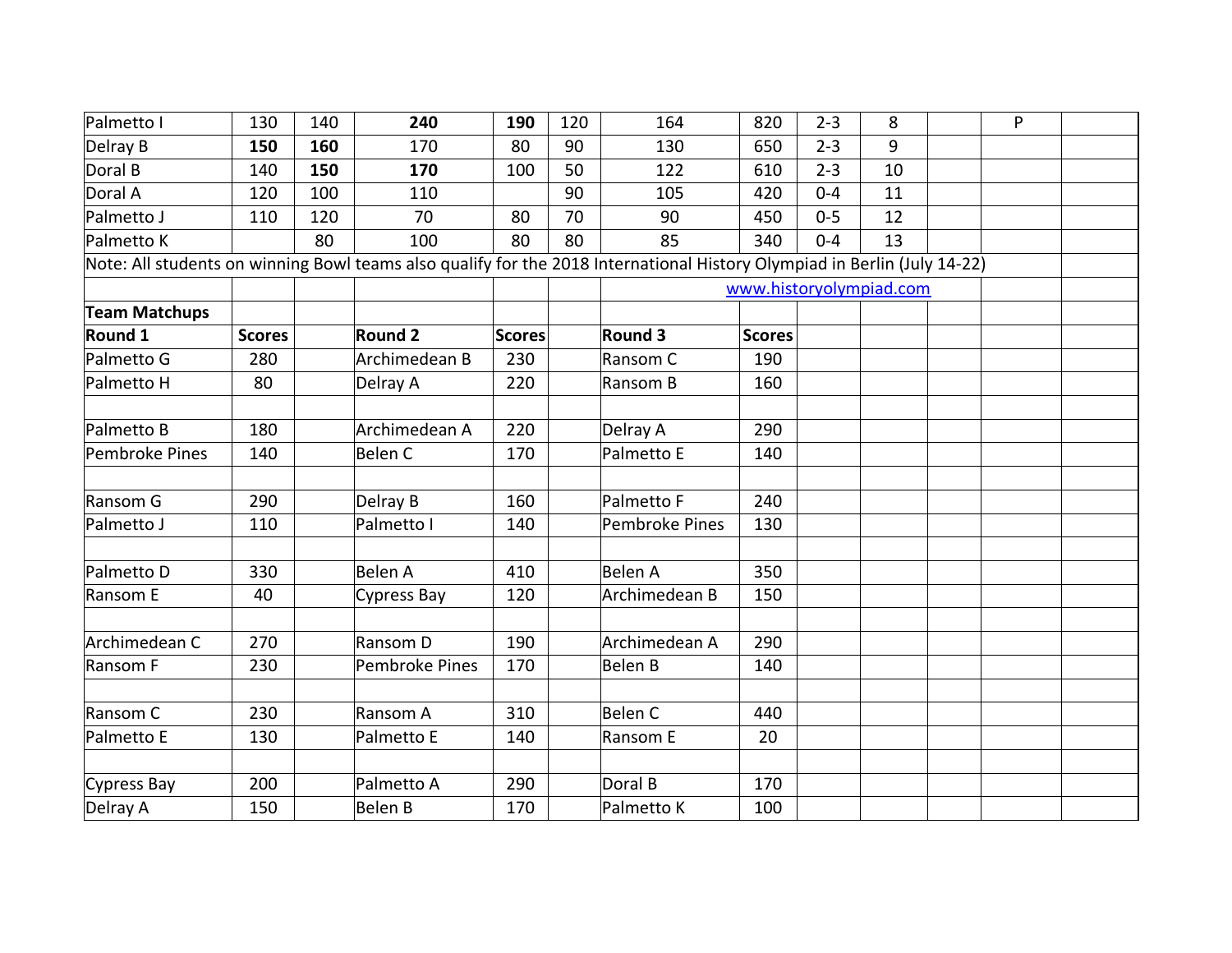| | | | | | | | | | | | | |
|---|---|---|---|---|---|---|---|---|---|---|---|---|
| Palmetto I | 130 | 140 | **240** | **190** | 120 | 164 | 820 | 2-3 | 8 | | P | |
| Delray B | **150** | **160** | 170 | 80 | 90 | 130 | 650 | 2-3 | 9 | | | |
| Doral B | 140 | **150** | **170** | 100 | 50 | 122 | 610 | 2-3 | 10 | | | |
| Doral A | 120 | 100 | 110 | | 90 | 105 | 420 | 0-4 | 11 | | | |
| Palmetto J | 110 | 120 | 70 | 80 | 70 | 90 | 450 | 0-5 | 12 | | | |
| Palmetto K | | 80 | 100 | 80 | 80 | 85 | 340 | 0-4 | 13 | | | |

Note: All students on winning Bowl teams also qualify for the 2018 International History Olympiad in Berlin (July 14-22)

www.historyolympiad.com

**Team Matchups**

| **Round 1** | **Scores** | | **Round 2** | **Scores** | | **Round 3** | **Scores** |
|---|---|---|---|---|---|---|---|
| Palmetto G | 280 | | Archimedean B | 230 | | Ransom C | 190 |
| Palmetto H | 80 | | Delray A | 220 | | Ransom B | 160 |
| | | | | | | | |
| Palmetto B | 180 | | Archimedean A | 220 | | Delray A | 290 |
| Pembroke Pines | 140 | | Belen C | 170 | | Palmetto E | 140 |
| | | | | | | | |
| Ransom G | 290 | | Delray B | 160 | | Palmetto F | 240 |
| Palmetto J | 110 | | Palmetto I | 140 | | Pembroke Pines | 130 |
| | | | | | | | |
| Palmetto D | 330 | | Belen A | 410 | | Belen A | 350 |
| Ransom E | 40 | | Cypress Bay | 120 | | Archimedean B | 150 |
| | | | | | | | |
| Archimedean C | 270 | | Ransom D | 190 | | Archimedean A | 290 |
| Ransom F | 230 | | Pembroke Pines | 170 | | Belen B | 140 |
| | | | | | | | |
| Ransom C | 230 | | Ransom A | 310 | | Belen C | 440 |
| Palmetto E | 130 | | Palmetto E | 140 | | Ransom E | 20 |
| | | | | | | | |
| Cypress Bay | 200 | | Palmetto A | 290 | | Doral B | 170 |
| Delray A | 150 | | Belen B | 170 | | Palmetto K | 100 |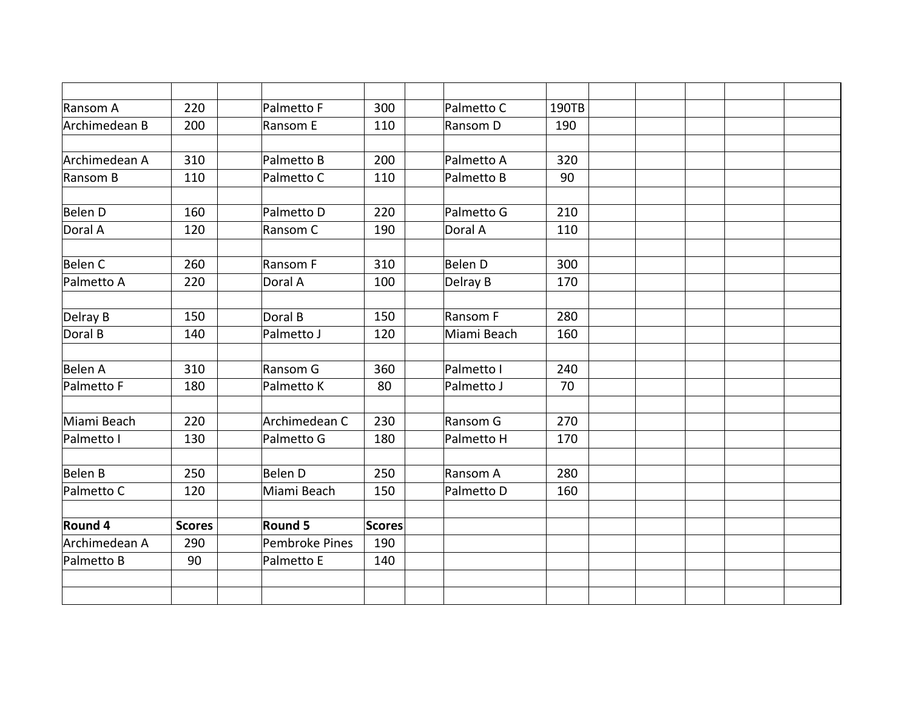| | | | | | | | | | | | | |
|---|---|---|---|---|---|---|---|---|---|---|---|---|
| Ransom A | 220 | | Palmetto F | 300 | | Palmetto C | 190TB | | | | | |
| Archimedean B | 200 | | Ransom E | 110 | | Ransom D | 190 | | | | | |
| | | | | | | | | | | | | |
| Archimedean A | 310 | | Palmetto B | 200 | | Palmetto A | 320 | | | | | |
| Ransom B | 110 | | Palmetto C | 110 | | Palmetto B | 90 | | | | | |
| | | | | | | | | | | | | |
| Belen D | 160 | | Palmetto D | 220 | | Palmetto G | 210 | | | | | |
| Doral A | 120 | | Ransom C | 190 | | Doral A | 110 | | | | | |
| | | | | | | | | | | | | |
| Belen C | 260 | | Ransom F | 310 | | Belen D | 300 | | | | | |
| Palmetto A | 220 | | Doral A | 100 | | Delray B | 170 | | | | | |
| | | | | | | | | | | | | |
| Delray B | 150 | | Doral B | 150 | | Ransom F | 280 | | | | | |
| Doral B | 140 | | Palmetto J | 120 | | Miami Beach | 160 | | | | | |
| | | | | | | | | | | | | |
| Belen A | 310 | | Ransom G | 360 | | Palmetto I | 240 | | | | | |
| Palmetto F | 180 | | Palmetto K | 80 | | Palmetto J | 70 | | | | | |
| | | | | | | | | | | | | |
| Miami Beach | 220 | | Archimedean C | 230 | | Ransom G | 270 | | | | | |
| Palmetto I | 130 | | Palmetto G | 180 | | Palmetto H | 170 | | | | | |
| | | | | | | | | | | | | |
| Belen B | 250 | | Belen D | 250 | | Ransom A | 280 | | | | | |
| Palmetto C | 120 | | Miami Beach | 150 | | Palmetto D | 160 | | | | | |
| | | | | | | | | | | | | |
| **Round 4** | **Scores** | | **Round 5** | **Scores** | | | | | | | | |
| Archimedean A | 290 | | Pembroke Pines | 190 | | | | | | | | |
| Palmetto B | 90 | | Palmetto E | 140 | | | | | | | | |
| | | | | | | | | | | | | |
| | | | | | | | | | | | | |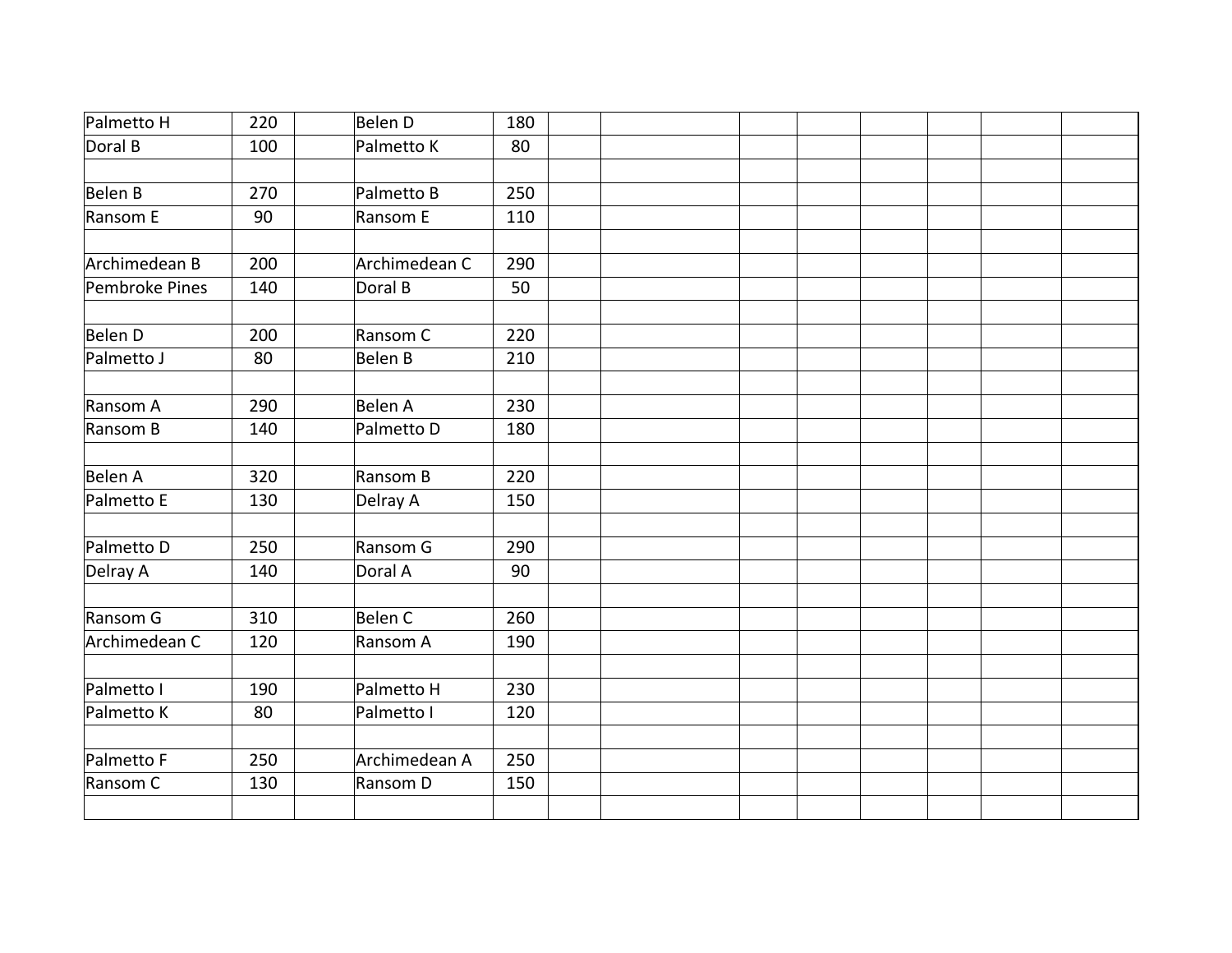| | | | | | | | | | | | | | |
|---|---|---|---|---|---|---|---|---|---|---|---|---|---|
| Palmetto H | 220 | | Belen D | 180 | | | | | | | | | |
| Doral B | 100 | | Palmetto K | 80 | | | | | | | | | |
| | | | | | | | | | | | | | |
| Belen B | 270 | | Palmetto B | 250 | | | | | | | | | |
| Ransom E | 90 | | Ransom E | 110 | | | | | | | | | |
| | | | | | | | | | | | | | |
| Archimedean B | 200 | | Archimedean C | 290 | | | | | | | | | |
| Pembroke Pines | 140 | | Doral B | 50 | | | | | | | | | |
| | | | | | | | | | | | | | |
| Belen D | 200 | | Ransom C | 220 | | | | | | | | | |
| Palmetto J | 80 | | Belen B | 210 | | | | | | | | | |
| | | | | | | | | | | | | | |
| Ransom A | 290 | | Belen A | 230 | | | | | | | | | |
| Ransom B | 140 | | Palmetto D | 180 | | | | | | | | | |
| | | | | | | | | | | | | | |
| Belen A | 320 | | Ransom B | 220 | | | | | | | | | |
| Palmetto E | 130 | | Delray A | 150 | | | | | | | | | |
| | | | | | | | | | | | | | |
| Palmetto D | 250 | | Ransom G | 290 | | | | | | | | | |
| Delray A | 140 | | Doral A | 90 | | | | | | | | | |
| | | | | | | | | | | | | | |
| Ransom G | 310 | | Belen C | 260 | | | | | | | | | |
| Archimedean C | 120 | | Ransom A | 190 | | | | | | | | | |
| | | | | | | | | | | | | | |
| Palmetto I | 190 | | Palmetto H | 230 | | | | | | | | | |
| Palmetto K | 80 | | Palmetto I | 120 | | | | | | | | | |
| | | | | | | | | | | | | | |
| Palmetto F | 250 | | Archimedean A | 250 | | | | | | | | | |
| Ransom C | 130 | | Ransom D | 150 | | | | | | | | | |
| | | | | | | | | | | | | | |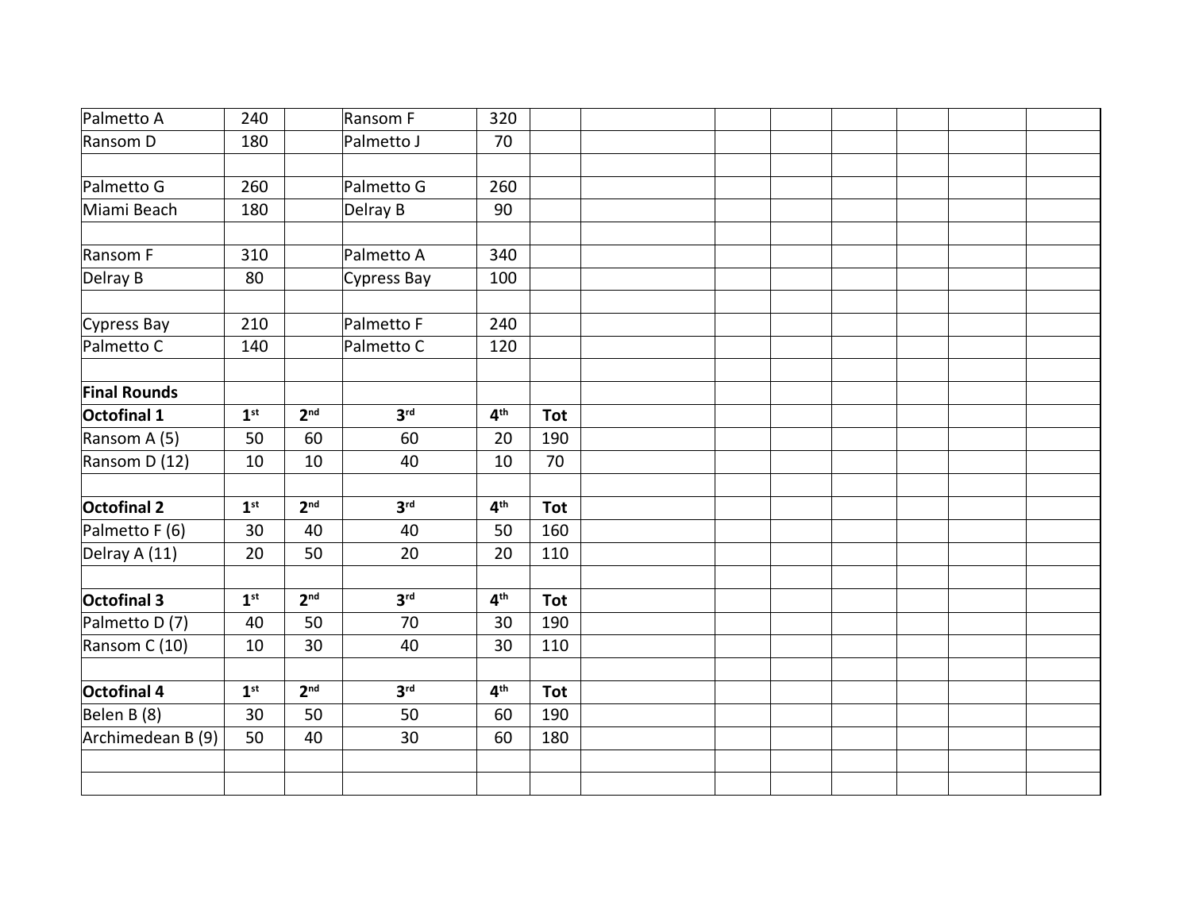| | | | | | |
|---|---|---|---|---|---|
| Palmetto A | 240 | | Ransom F | 320 | |
| Ransom D | 180 | | Palmetto J | 70 | |
| | | | | | |
| Palmetto G | 260 | | Palmetto G | 260 | |
| Miami Beach | 180 | | Delray B | 90 | |
| | | | | | |
| Ransom F | 310 | | Palmetto A | 340 | |
| Delray B | 80 | | Cypress Bay | 100 | |
| | | | | | |
| Cypress Bay | 210 | | Palmetto F | 240 | |
| Palmetto C | 140 | | Palmetto C | 120 | |
| | | | | | |
| **Final Rounds** | | | | | |
| **Octofinal 1** | **1st** | **2nd** | **3rd** | **4th** | **Tot** |
| Ransom A (5) | 50 | 60 | 60 | 20 | 190 |
| Ransom D (12) | 10 | 10 | 40 | 10 | 70 |
| | | | | | |
| **Octofinal 2** | **1st** | **2nd** | **3rd** | **4th** | **Tot** |
| Palmetto F (6) | 30 | 40 | 40 | 50 | 160 |
| Delray A (11) | 20 | 50 | 20 | 20 | 110 |
| | | | | | |
| **Octofinal 3** | **1st** | **2nd** | **3rd** | **4th** | **Tot** |
| Palmetto D (7) | 40 | 50 | 70 | 30 | 190 |
| Ransom C (10) | 10 | 30 | 40 | 30 | 110 |
| | | | | | |
| **Octofinal 4** | **1st** | **2nd** | **3rd** | **4th** | **Tot** |
| Belen B (8) | 30 | 50 | 50 | 60 | 190 |
| Archimedean B (9) | 50 | 40 | 30 | 60 | 180 |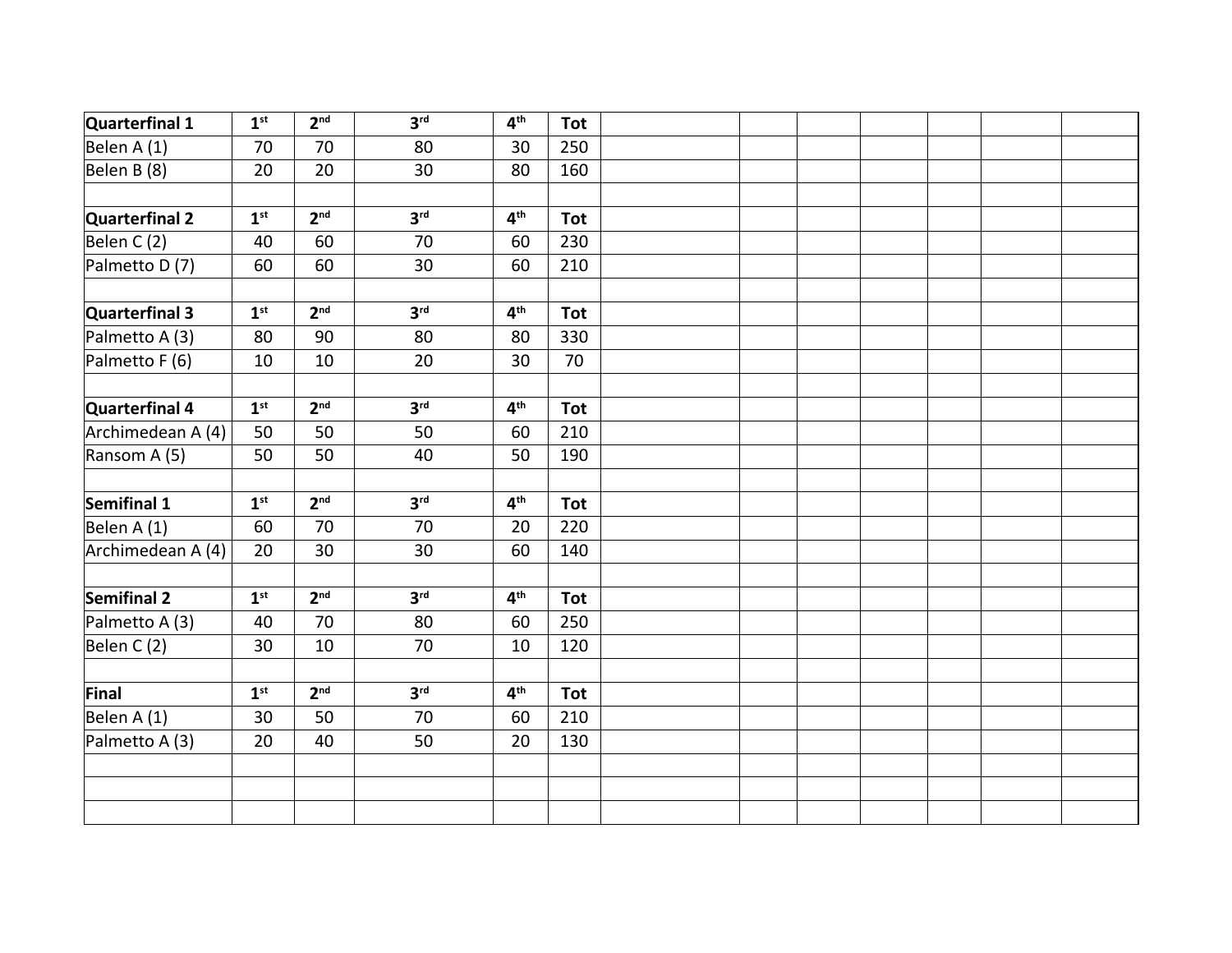| **Quarterfinal 1** | **1st** | **2nd** | **3rd** | **4th** | **Tot** |
|---|---|---|---|---|---|
| Belen A (1) | 70 | 70 | 80 | 30 | 250 |
| Belen B (8) | 20 | 20 | 30 | 80 | 160 |

| **Quarterfinal 2** | **1st** | **2nd** | **3rd** | **4th** | **Tot** |
|---|---|---|---|---|---|
| Belen C (2) | 40 | 60 | 70 | 60 | 230 |
| Palmetto D (7) | 60 | 60 | 30 | 60 | 210 |

| **Quarterfinal 3** | **1st** | **2nd** | **3rd** | **4th** | **Tot** |
|---|---|---|---|---|---|
| Palmetto A (3) | 80 | 90 | 80 | 80 | 330 |
| Palmetto F (6) | 10 | 10 | 20 | 30 | 70 |

| **Quarterfinal 4** | **1st** | **2nd** | **3rd** | **4th** | **Tot** |
|---|---|---|---|---|---|
| Archimedean A (4) | 50 | 50 | 50 | 60 | 210 |
| Ransom A (5) | 50 | 50 | 40 | 50 | 190 |

| **Semifinal 1** | **1st** | **2nd** | **3rd** | **4th** | **Tot** |
|---|---|---|---|---|---|
| Belen A (1) | 60 | 70 | 70 | 20 | 220 |
| Archimedean A (4) | 20 | 30 | 30 | 60 | 140 |

| **Semifinal 2** | **1st** | **2nd** | **3rd** | **4th** | **Tot** |
|---|---|---|---|---|---|
| Palmetto A (3) | 40 | 70 | 80 | 60 | 250 |
| Belen C (2) | 30 | 10 | 70 | 10 | 120 |

| **Final** | **1st** | **2nd** | **3rd** | **4th** | **Tot** |
|---|---|---|---|---|---|
| Belen A (1) | 30 | 50 | 70 | 60 | 210 |
| Palmetto A (3) | 20 | 40 | 50 | 20 | 130 |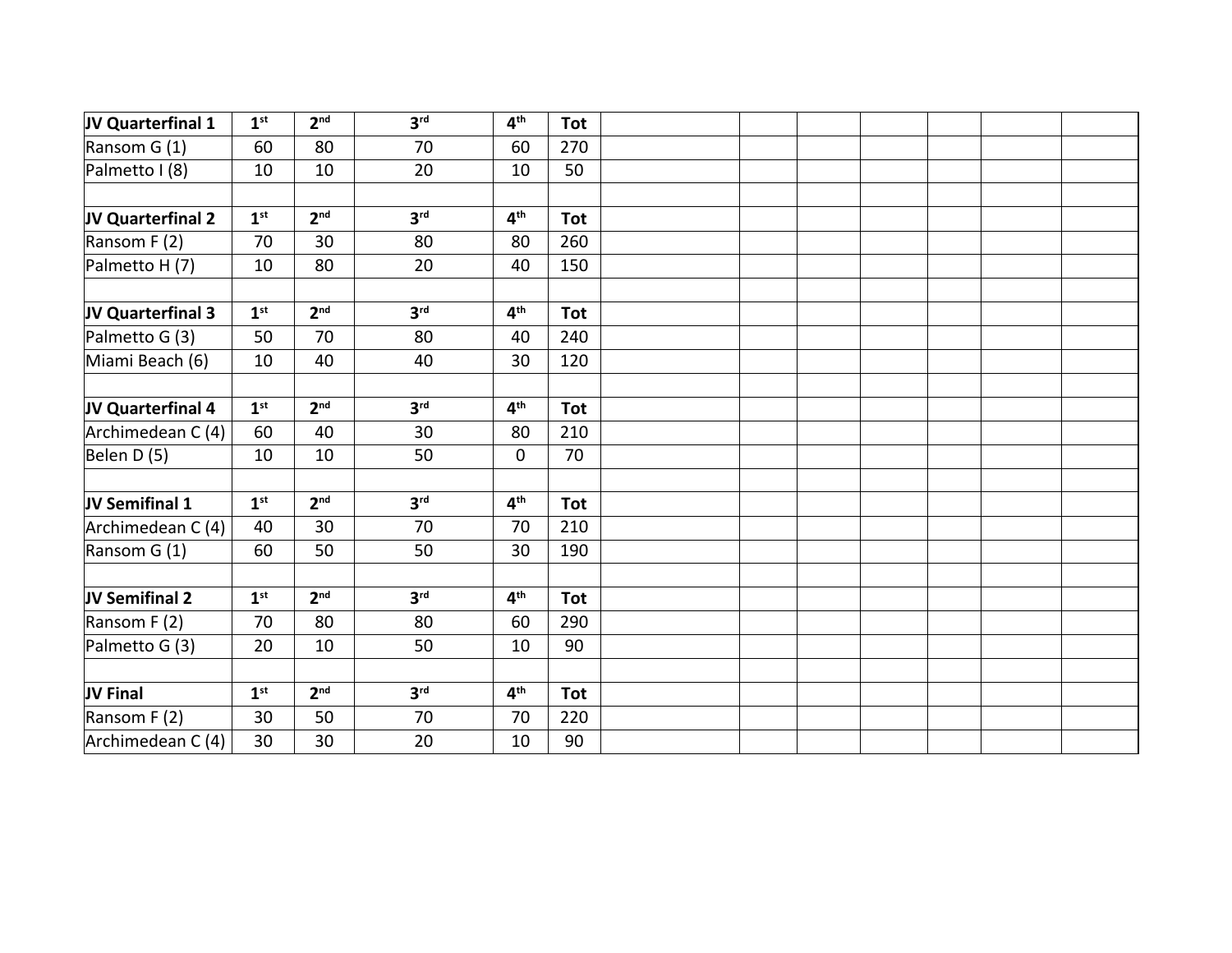| JV Quarterfinal 1 | 1st | 2nd | 3rd | 4th | Tot |
|---|---|---|---|---|---|
| Ransom G (1) | 60 | 80 | 70 | 60 | 270 |
| Palmetto I (8) | 10 | 10 | 20 | 10 | 50 |
| | | | | | |
| **JV Quarterfinal 2** | **1st** | **2nd** | **3rd** | **4th** | **Tot** |
| Ransom F (2) | 70 | 30 | 80 | 80 | 260 |
| Palmetto H (7) | 10 | 80 | 20 | 40 | 150 |
| | | | | | |
| **JV Quarterfinal 3** | **1st** | **2nd** | **3rd** | **4th** | **Tot** |
| Palmetto G (3) | 50 | 70 | 80 | 40 | 240 |
| Miami Beach (6) | 10 | 40 | 40 | 30 | 120 |
| | | | | | |
| **JV Quarterfinal 4** | **1st** | **2nd** | **3rd** | **4th** | **Tot** |
| Archimedean C (4) | 60 | 40 | 30 | 80 | 210 |
| Belen D (5) | 10 | 10 | 50 | 0 | 70 |
| | | | | | |
| **JV Semifinal 1** | **1st** | **2nd** | **3rd** | **4th** | **Tot** |
| Archimedean C (4) | 40 | 30 | 70 | 70 | 210 |
| Ransom G (1) | 60 | 50 | 50 | 30 | 190 |
| | | | | | |
| **JV Semifinal 2** | **1st** | **2nd** | **3rd** | **4th** | **Tot** |
| Ransom F (2) | 70 | 80 | 80 | 60 | 290 |
| Palmetto G (3) | 20 | 10 | 50 | 10 | 90 |
| | | | | | |
| **JV Final** | **1st** | **2nd** | **3rd** | **4th** | **Tot** |
| Ransom F (2) | 30 | 50 | 70 | 70 | 220 |
| Archimedean C (4) | 30 | 30 | 20 | 10 | 90 |